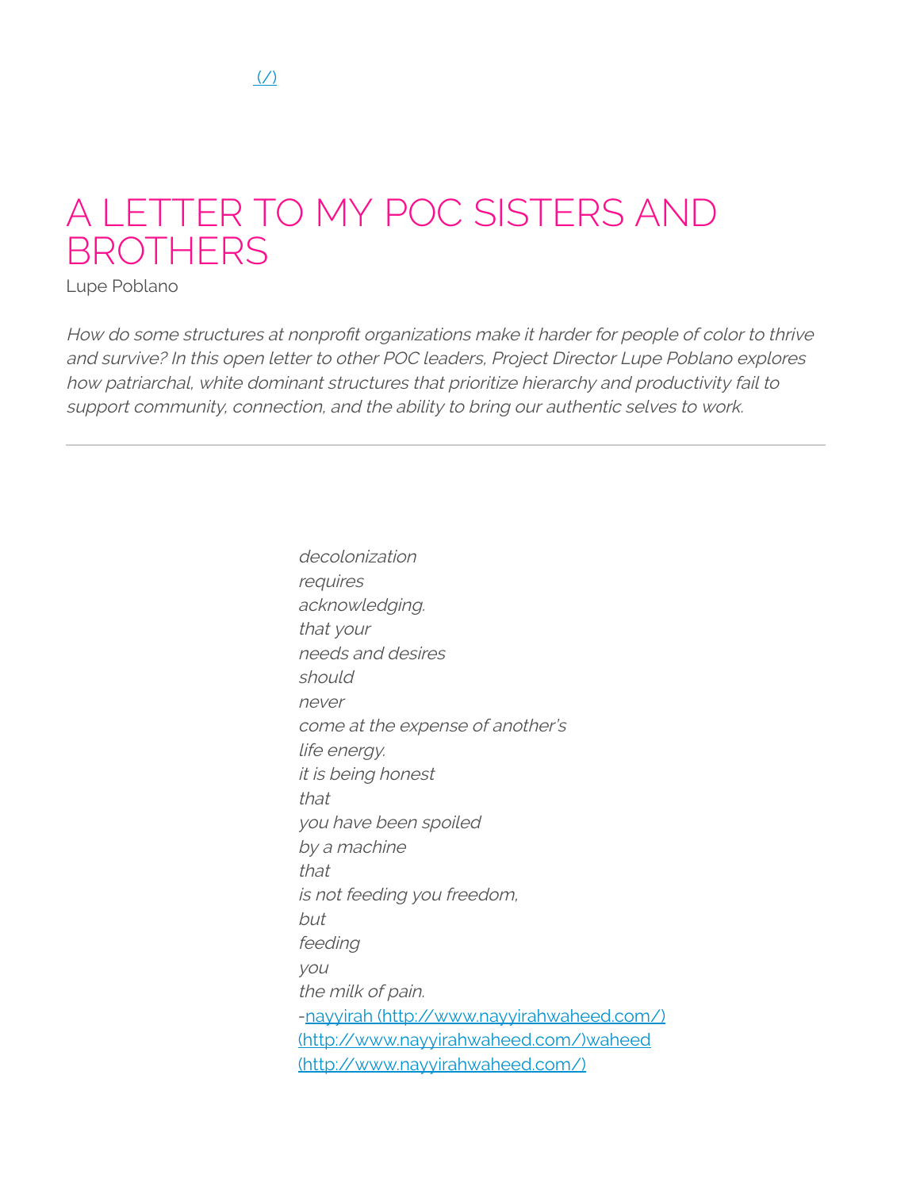[(/)](/)

# A LETTER TO MY POC SISTERS AND BROTHERS

Lupe Poblano

*How do some structures at nonprofit organizations make it harder for people of color to thrive and survive? In this open letter to other POC leaders, Project Director Lupe Poblano explores how patriarchal, white dominant structures that prioritize hierarchy and productivity fail to support community, connection, and the ability to bring our authentic selves to work.*

---

*decolonization*
*requires*
*acknowledging.*
*that your*
*needs and desires*
*should*
*never*
*come at the expense of another's*
*life energy.*
*it is being honest*
*that*
*you have been spoiled*
*by a machine*
*that*
*is not feeding you freedom,*
*but*
*feeding*
*you*
*the milk of pain.*
-[nayyirah (http://www.nayyirahwaheed.com/)](http://www.nayyirahwaheed.com/) [(http://www.nayyirahwaheed.com/)](http://www.nayyirahwaheed.com/)[waheed (http://www.nayyirahwaheed.com/)](http://www.nayyirahwaheed.com/)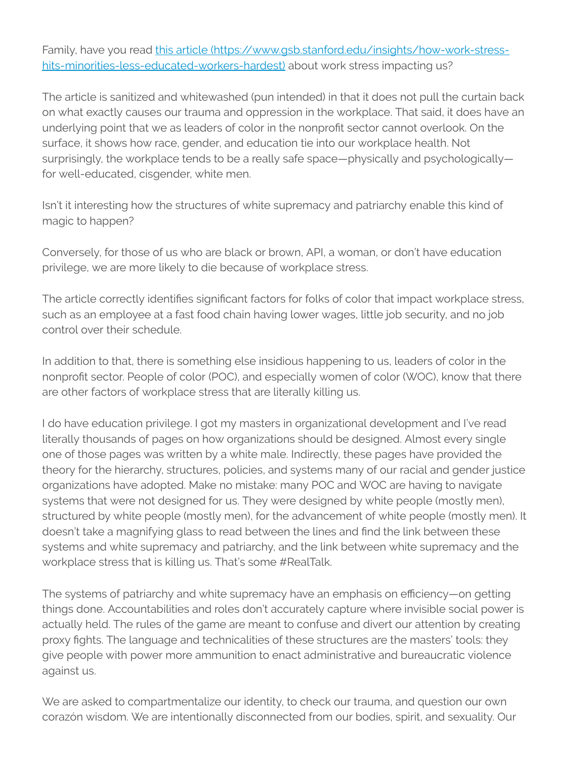Family, have you read [this article (https://www.gsb.stanford.edu/insights/how-work-stress-hits-minorities-less-educated-workers-hardest)](https://www.gsb.stanford.edu/insights/how-work-stress-hits-minorities-less-educated-workers-hardest) about work stress impacting us?

The article is sanitized and whitewashed (pun intended) in that it does not pull the curtain back on what exactly causes our trauma and oppression in the workplace. That said, it does have an underlying point that we as leaders of color in the nonprofit sector cannot overlook. On the surface, it shows how race, gender, and education tie into our workplace health. Not surprisingly, the workplace tends to be a really safe space—physically and psychologically—for well-educated, cisgender, white men.

Isn't it interesting how the structures of white supremacy and patriarchy enable this kind of magic to happen?

Conversely, for those of us who are black or brown, API, a woman, or don't have education privilege, we are more likely to die because of workplace stress.

The article correctly identifies significant factors for folks of color that impact workplace stress, such as an employee at a fast food chain having lower wages, little job security, and no job control over their schedule.

In addition to that, there is something else insidious happening to us, leaders of color in the nonprofit sector. People of color (POC), and especially women of color (WOC), know that there are other factors of workplace stress that are literally killing us.

I do have education privilege. I got my masters in organizational development and I've read literally thousands of pages on how organizations should be designed. Almost every single one of those pages was written by a white male. Indirectly, these pages have provided the theory for the hierarchy, structures, policies, and systems many of our racial and gender justice organizations have adopted. Make no mistake: many POC and WOC are having to navigate systems that were not designed for us. They were designed by white people (mostly men), structured by white people (mostly men), for the advancement of white people (mostly men). It doesn't take a magnifying glass to read between the lines and find the link between these systems and white supremacy and patriarchy, and the link between white supremacy and the workplace stress that is killing us. That's some #RealTalk.

The systems of patriarchy and white supremacy have an emphasis on efficiency—on getting things done. Accountabilities and roles don't accurately capture where invisible social power is actually held. The rules of the game are meant to confuse and divert our attention by creating proxy fights. The language and technicalities of these structures are the masters' tools: they give people with power more ammunition to enact administrative and bureaucratic violence against us.

We are asked to compartmentalize our identity, to check our trauma, and question our own corazón wisdom. We are intentionally disconnected from our bodies, spirit, and sexuality. Our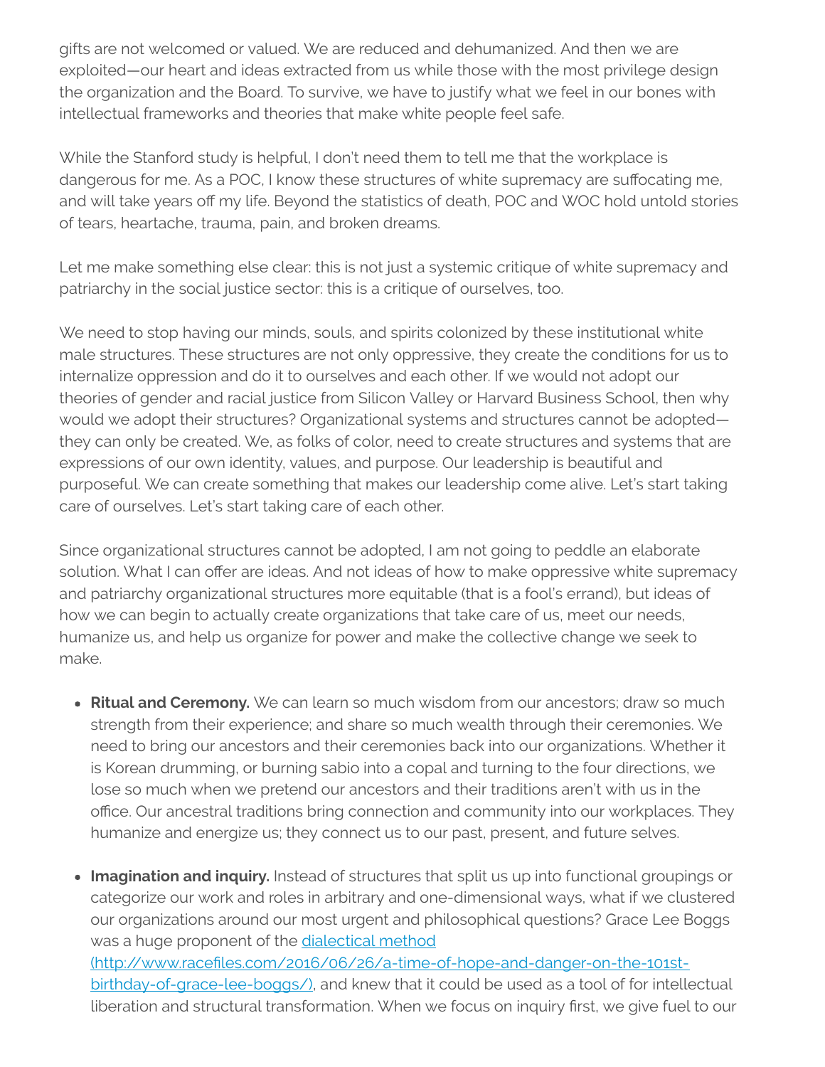gifts are not welcomed or valued. We are reduced and dehumanized. And then we are exploited—our heart and ideas extracted from us while those with the most privilege design the organization and the Board. To survive, we have to justify what we feel in our bones with intellectual frameworks and theories that make white people feel safe.

While the Stanford study is helpful, I don't need them to tell me that the workplace is dangerous for me. As a POC, I know these structures of white supremacy are suffocating me, and will take years off my life. Beyond the statistics of death, POC and WOC hold untold stories of tears, heartache, trauma, pain, and broken dreams.

Let me make something else clear: this is not just a systemic critique of white supremacy and patriarchy in the social justice sector: this is a critique of ourselves, too.

We need to stop having our minds, souls, and spirits colonized by these institutional white male structures. These structures are not only oppressive, they create the conditions for us to internalize oppression and do it to ourselves and each other. If we would not adopt our theories of gender and racial justice from Silicon Valley or Harvard Business School, then why would we adopt their structures? Organizational systems and structures cannot be adopted—they can only be created. We, as folks of color, need to create structures and systems that are expressions of our own identity, values, and purpose. Our leadership is beautiful and purposeful. We can create something that makes our leadership come alive. Let's start taking care of ourselves. Let's start taking care of each other.

Since organizational structures cannot be adopted, I am not going to peddle an elaborate solution. What I can offer are ideas. And not ideas of how to make oppressive white supremacy and patriarchy organizational structures more equitable (that is a fool's errand), but ideas of how we can begin to actually create organizations that take care of us, meet our needs, humanize us, and help us organize for power and make the collective change we seek to make.

- **Ritual and Ceremony.** We can learn so much wisdom from our ancestors; draw so much strength from their experience; and share so much wealth through their ceremonies. We need to bring our ancestors and their ceremonies back into our organizations. Whether it is Korean drumming, or burning sabio into a copal and turning to the four directions, we lose so much when we pretend our ancestors and their traditions aren't with us in the office. Our ancestral traditions bring connection and community into our workplaces. They humanize and energize us; they connect us to our past, present, and future selves.

- **Imagination and inquiry.** Instead of structures that split us up into functional groupings or categorize our work and roles in arbitrary and one-dimensional ways, what if we clustered our organizations around our most urgent and philosophical questions? Grace Lee Boggs was a huge proponent of the [dialectical method (http://www.racefiles.com/2016/06/26/a-time-of-hope-and-danger-on-the-101st-birthday-of-grace-lee-boggs/)](http://www.racefiles.com/2016/06/26/a-time-of-hope-and-danger-on-the-101st-birthday-of-grace-lee-boggs/), and knew that it could be used as a tool of for intellectual liberation and structural transformation. When we focus on inquiry first, we give fuel to our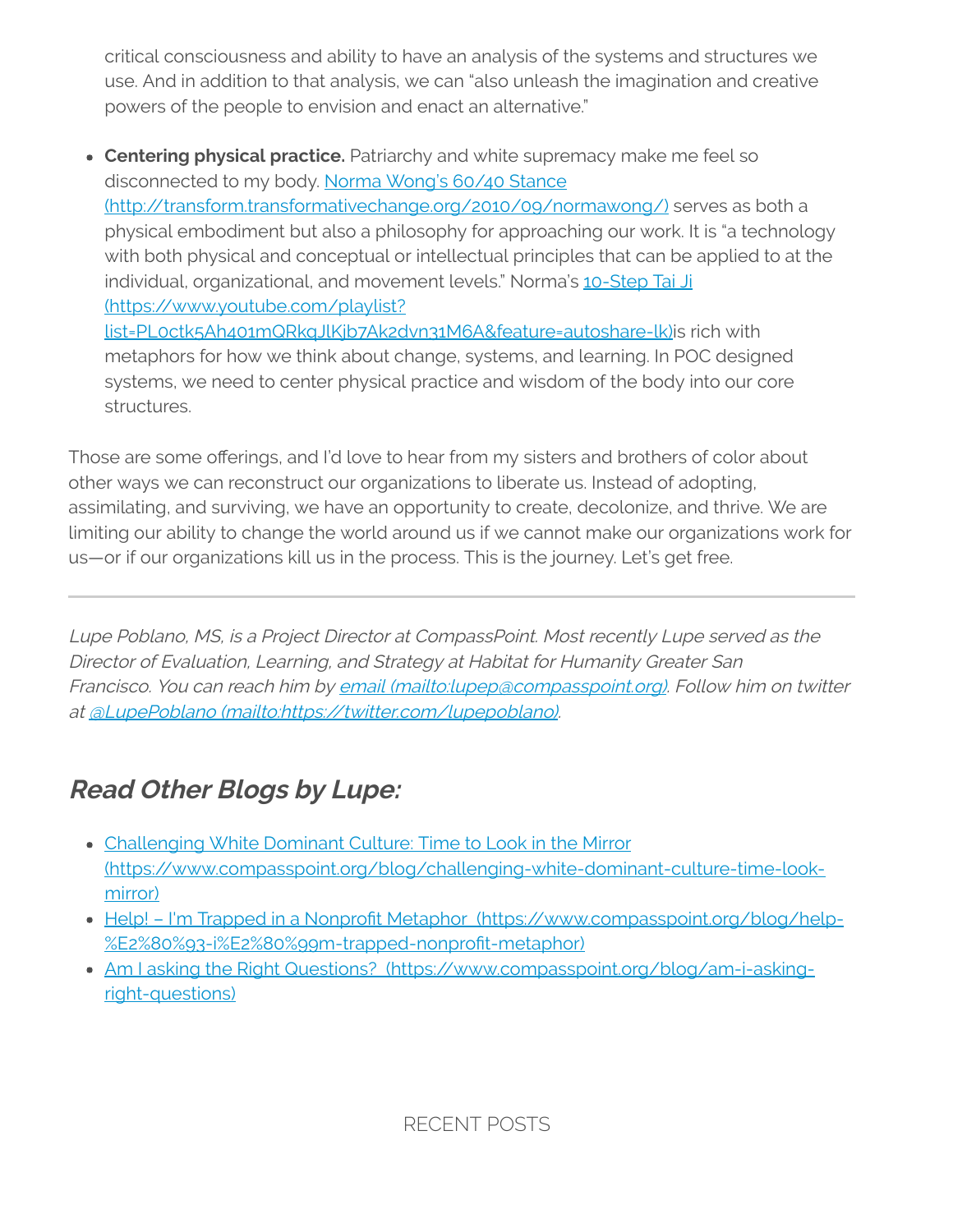critical consciousness and ability to have an analysis of the systems and structures we use. And in addition to that analysis, we can "also unleash the imagination and creative powers of the people to envision and enact an alternative."

- **Centering physical practice.** Patriarchy and white supremacy make me feel so disconnected to my body. [Norma Wong's 60/40 Stance (http://transform.transformativechange.org/2010/09/normawong/)](http://transform.transformativechange.org/2010/09/normawong/) serves as both a physical embodiment but also a philosophy for approaching our work. It is "a technology with both physical and conceptual or intellectual principles that can be applied to at the individual, organizational, and movement levels." Norma's [10-Step Tai Ji (https://www.youtube.com/playlist?list=PL0ctk5Ah401mQRkqJlKjb7Ak2dvn31M6A&feature=autoshare-lk)](https://www.youtube.com/playlist?list=PL0ctk5Ah401mQRkqJlKjb7Ak2dvn31M6A&feature=autoshare-lk)is rich with metaphors for how we think about change, systems, and learning. In POC designed systems, we need to center physical practice and wisdom of the body into our core structures.

Those are some offerings, and I'd love to hear from my sisters and brothers of color about other ways we can reconstruct our organizations to liberate us. Instead of adopting, assimilating, and surviving, we have an opportunity to create, decolonize, and thrive. We are limiting our ability to change the world around us if we cannot make our organizations work for us—or if our organizations kill us in the process. This is the journey. Let's get free.

---

*Lupe Poblano, MS, is a Project Director at CompassPoint. Most recently Lupe served as the Director of Evaluation, Learning, and Strategy at Habitat for Humanity Greater San Francisco. You can reach him by [email (mailto:lupep@compasspoint.org)](mailto:lupep@compasspoint.org). Follow him on twitter at [@LupePoblano (mailto:https://twitter.com/lupepoblano)](mailto:https://twitter.com/lupepoblano).*

## *Read Other Blogs by Lupe:*

- [Challenging White Dominant Culture: Time to Look in the Mirror (https://www.compasspoint.org/blog/challenging-white-dominant-culture-time-look-mirror)](https://www.compasspoint.org/blog/challenging-white-dominant-culture-time-look-mirror)
- [Help! – I'm Trapped in a Nonprofit Metaphor (https://www.compasspoint.org/blog/help-%E2%80%93-i%E2%80%99m-trapped-nonprofit-metaphor)](https://www.compasspoint.org/blog/help-%E2%80%93-i%E2%80%99m-trapped-nonprofit-metaphor)
- [Am I asking the Right Questions? (https://www.compasspoint.org/blog/am-i-asking-right-questions)](https://www.compasspoint.org/blog/am-i-asking-right-questions)

RECENT POSTS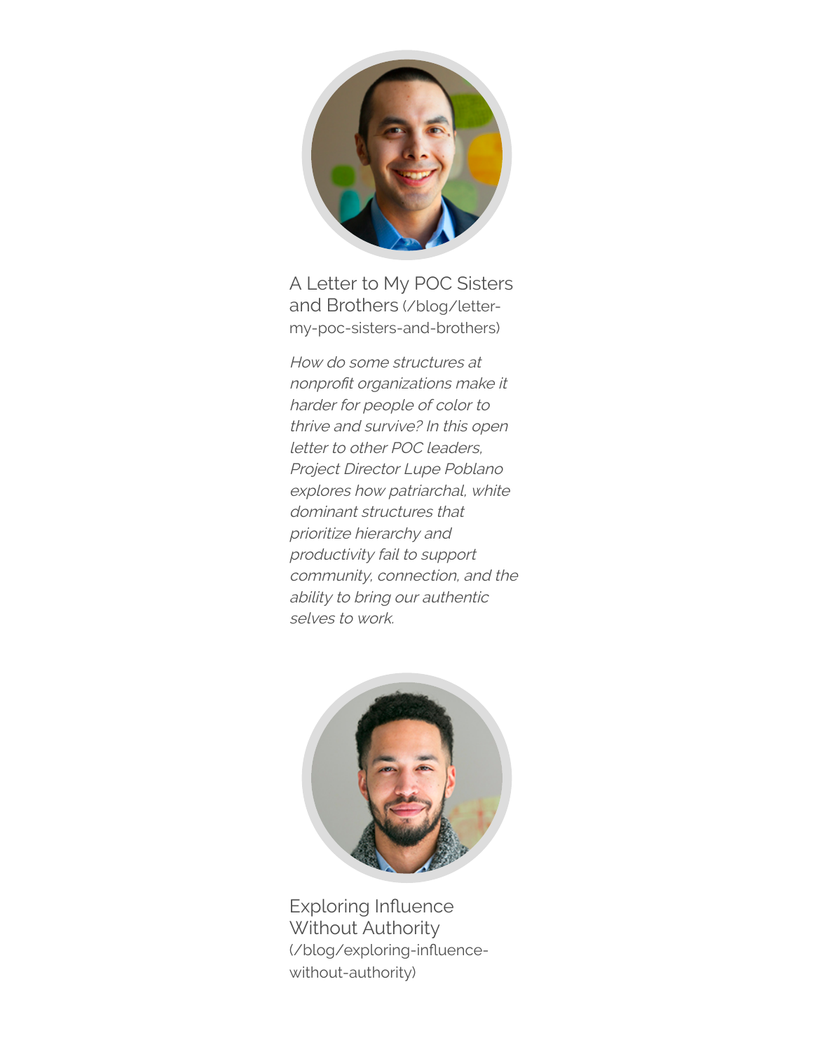A Letter to My POC Sisters and Brothers (/blog/letter-my-poc-sisters-and-brothers)

*How do some structures at nonprofit organizations make it harder for people of color to thrive and survive? In this open letter to other POC leaders, Project Director Lupe Poblano explores how patriarchal, white dominant structures that prioritize hierarchy and productivity fail to support community, connection, and the ability to bring our authentic selves to work.*

Exploring Influence Without Authority (/blog/exploring-influence-without-authority)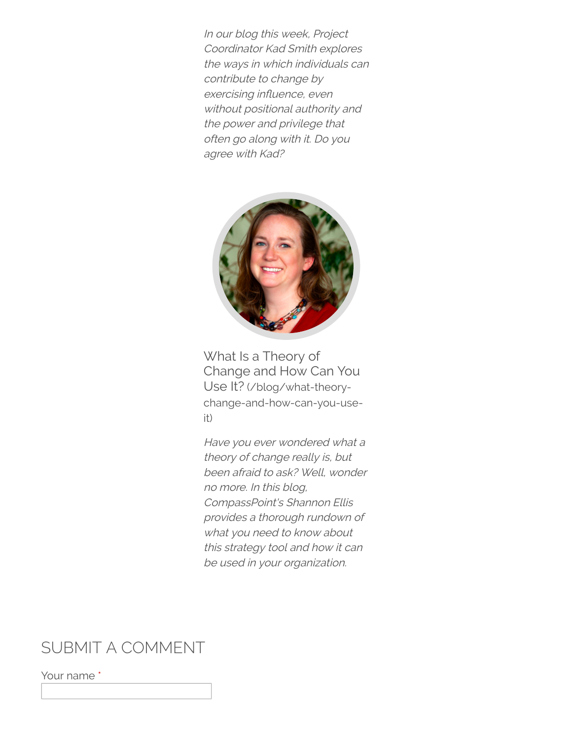*In our blog this week, Project Coordinator Kad Smith explores the ways in which individuals can contribute to change by exercising influence, even without positional authority and the power and privilege that often go along with it. Do you agree with Kad?*

What Is a Theory of Change and How Can You Use It? (/blog/what-theory-change-and-how-can-you-use-it)

*Have you ever wondered what a theory of change really is, but been afraid to ask? Well, wonder no more. In this blog, CompassPoint's Shannon Ellis provides a thorough rundown of what you need to know about this strategy tool and how it can be used in your organization.*

## SUBMIT A COMMENT

Your name *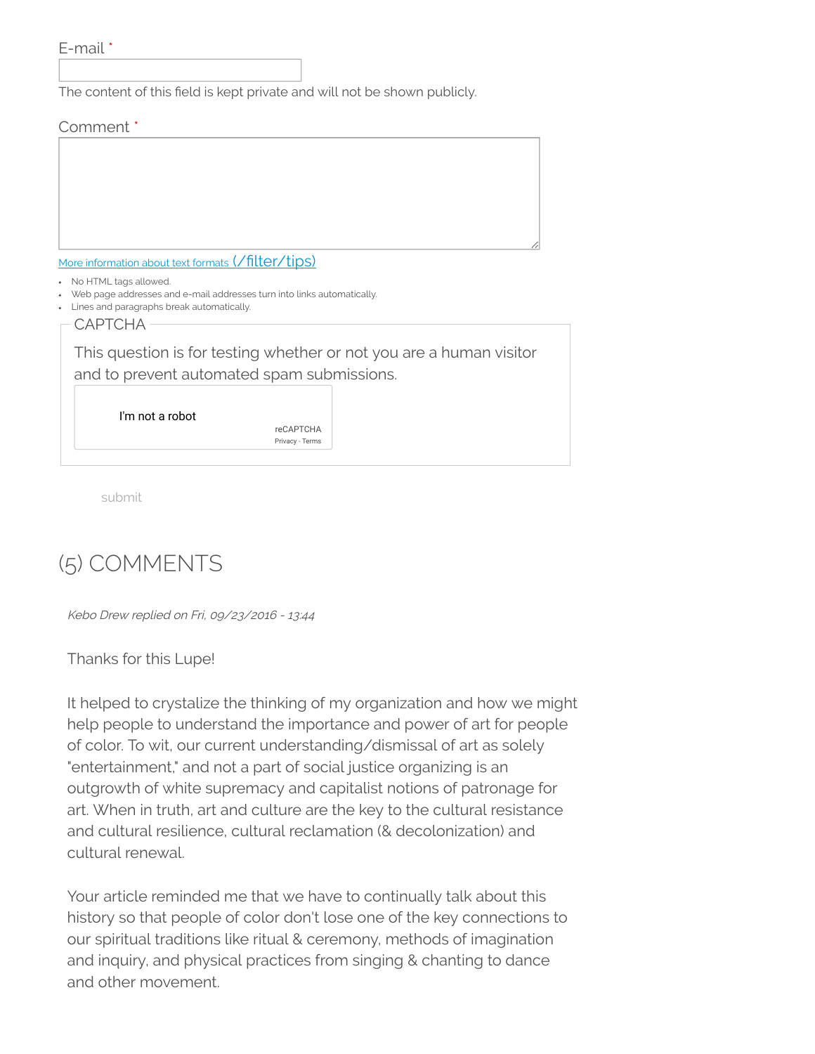E-mail *

The content of this field is kept private and will not be shown publicly.

Comment *

[More information about text formats (/filter/tips)](/filter/tips)

- No HTML tags allowed.
- Web page addresses and e-mail addresses turn into links automatically.
- Lines and paragraphs break automatically.

CAPTCHA

This question is for testing whether or not you are a human visitor and to prevent automated spam submissions.

I'm not a robot

reCAPTCHA
Privacy - Terms

submit

# (5) COMMENTS

*Kebo Drew replied on Fri, 09/23/2016 - 13:44*

Thanks for this Lupe!

It helped to crystalize the thinking of my organization and how we might help people to understand the importance and power of art for people of color. To wit, our current understanding/dismissal of art as solely "entertainment," and not a part of social justice organizing is an outgrowth of white supremacy and capitalist notions of patronage for art. When in truth, art and culture are the key to the cultural resistance and cultural resilience, cultural reclamation (& decolonization) and cultural renewal.

Your article reminded me that we have to continually talk about this history so that people of color don't lose one of the key connections to our spiritual traditions like ritual & ceremony, methods of imagination and inquiry, and physical practices from singing & chanting to dance and other movement.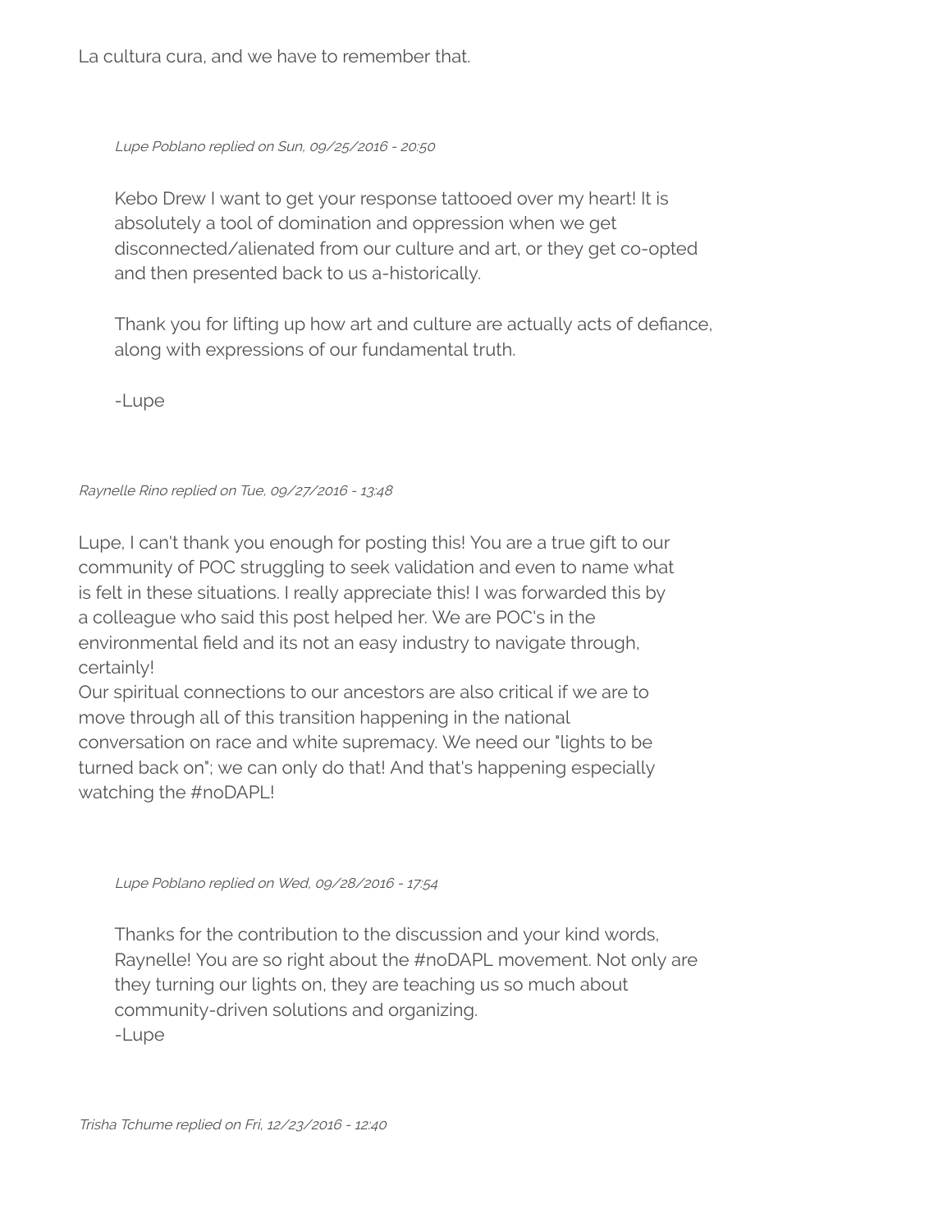La cultura cura, and we have to remember that.

*Lupe Poblano replied on Sun, 09/25/2016 - 20:50*

> Kebo Drew I want to get your response tattooed over my heart! It is absolutely a tool of domination and oppression when we get disconnected/alienated from our culture and art, or they get co-opted and then presented back to us a-historically.
>
> Thank you for lifting up how art and culture are actually acts of defiance, along with expressions of our fundamental truth.
>
> -Lupe

*Raynelle Rino replied on Tue, 09/27/2016 - 13:48*

Lupe, I can't thank you enough for posting this! You are a true gift to our community of POC struggling to seek validation and even to name what is felt in these situations. I really appreciate this! I was forwarded this by a colleague who said this post helped her. We are POC's in the environmental field and its not an easy industry to navigate through, certainly!
Our spiritual connections to our ancestors are also critical if we are to move through all of this transition happening in the national conversation on race and white supremacy. We need our "lights to be turned back on"; we can only do that! And that's happening especially watching the #noDAPL!

*Lupe Poblano replied on Wed, 09/28/2016 - 17:54*

> Thanks for the contribution to the discussion and your kind words, Raynelle! You are so right about the #noDAPL movement. Not only are they turning our lights on, they are teaching us so much about community-driven solutions and organizing.
> -Lupe

*Trisha Tchume replied on Fri, 12/23/2016 - 12:40*